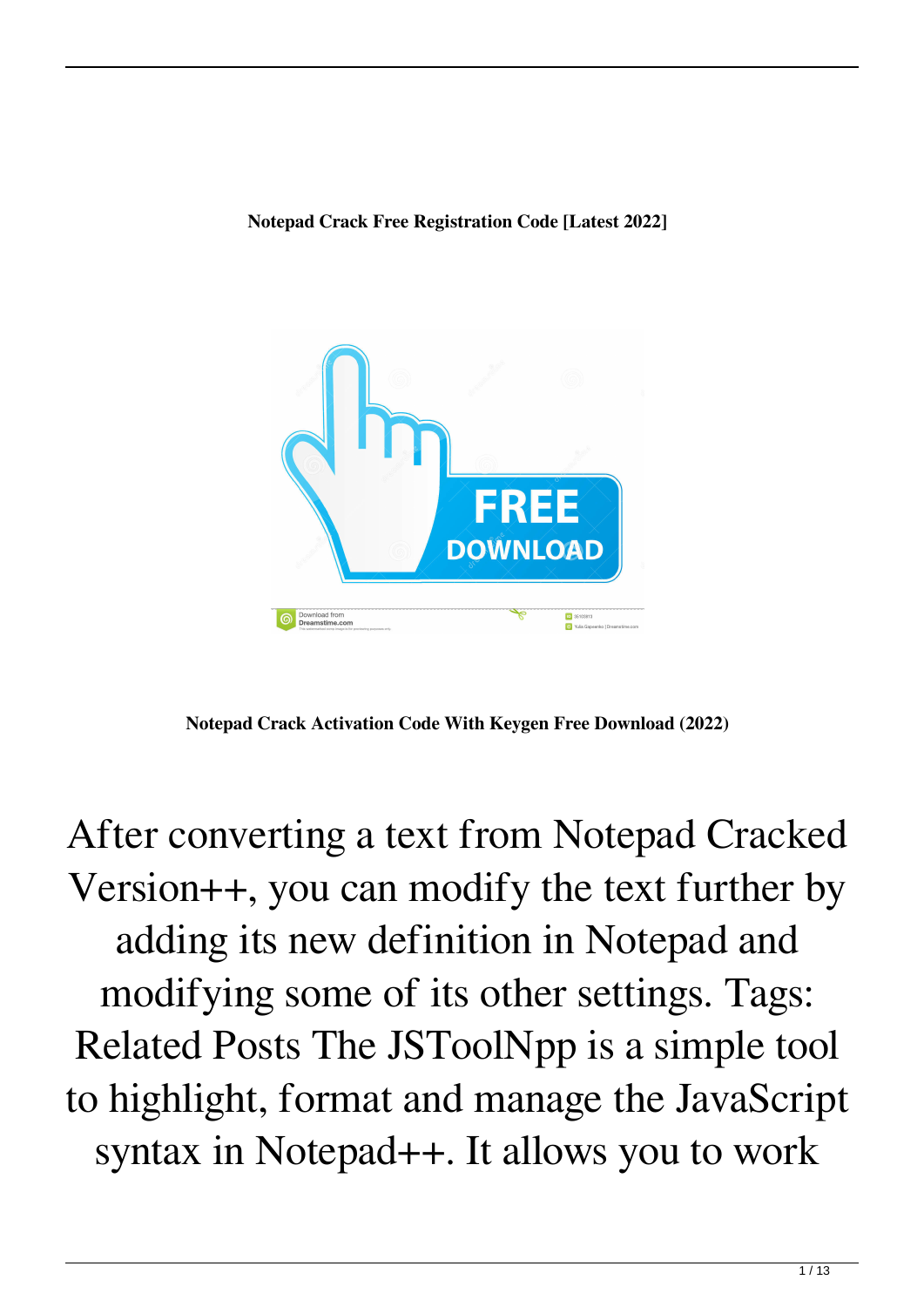**Notepad Crack Free Registration Code [Latest 2022]**

**Notepad Crack Activation Code With Keygen Free Download (2022)**

After converting a text from Notepad Cracked Version++, you can modify the text further by adding its new definition in Notepad and modifying some of its other settings. Tags: Related Posts The JSToolNpp is a simple tool to highlight, format and manage the JavaScript syntax in Notepad++. It allows you to work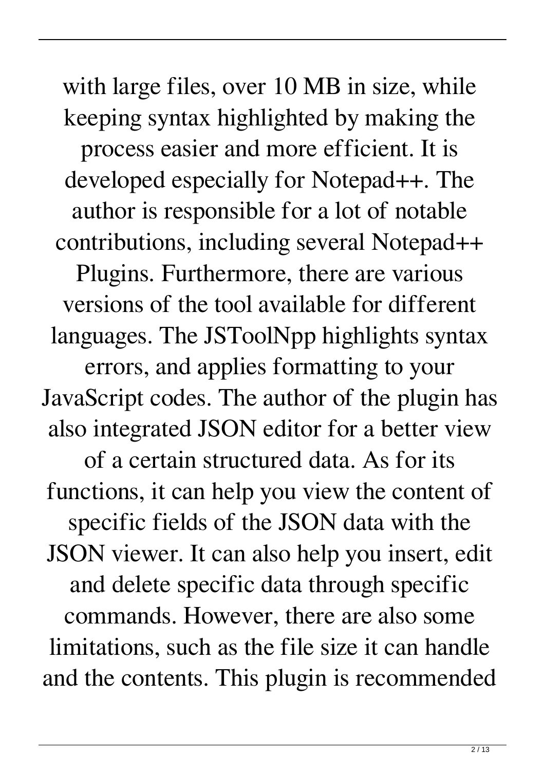with large files, over 10 MB in size, while keeping syntax highlighted by making the process easier and more efficient. It is developed especially for Notepad++. The author is responsible for a lot of notable contributions, including several Notepad++ Plugins. Furthermore, there are various versions of the tool available for different languages. The JSToolNpp highlights syntax errors, and applies formatting to your JavaScript codes. The author of the plugin has also integrated JSON editor for a better view of a certain structured data. As for its functions, it can help you view the content of specific fields of the JSON data with the JSON viewer. It can also help you insert, edit and delete specific data through specific commands. However, there are also some limitations, such as the file size it can handle and the contents. This plugin is recommended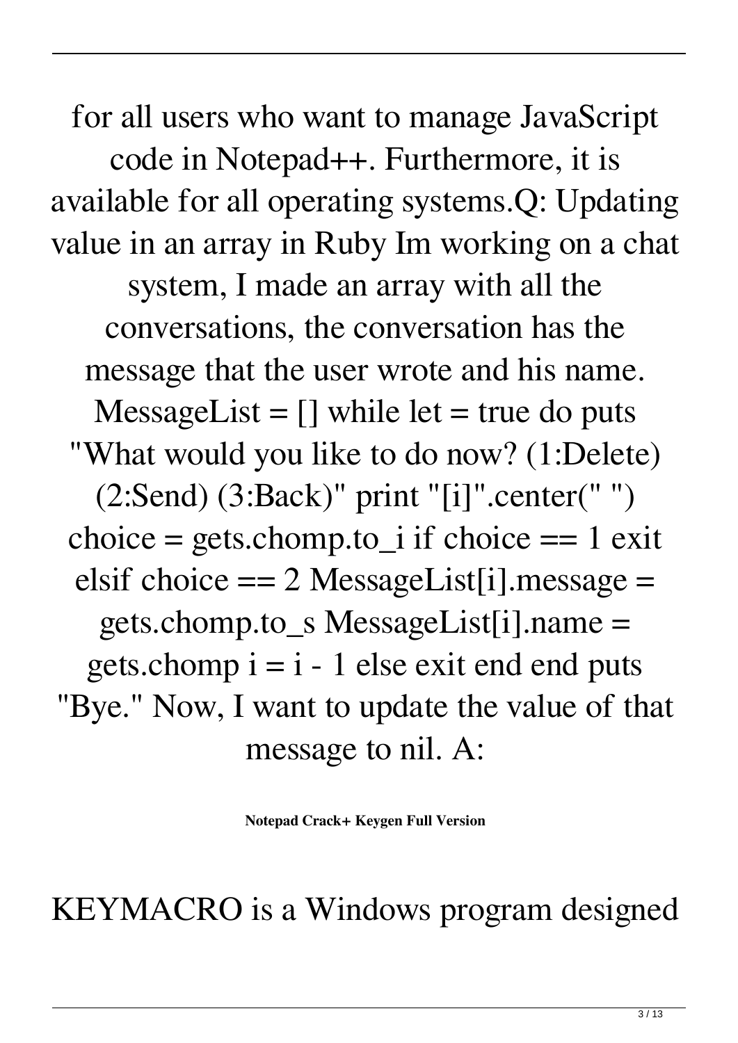for all users who want to manage JavaScript code in Notepad++. Furthermore, it is available for all operating systems.Q: Updating value in an array in Ruby Im working on a chat system, I made an array with all the conversations, the conversation has the message that the user wrote and his name. MessageList = [] while let = true do puts "What would you like to do now? (1:Delete) (2:Send) (3:Back)" print "[i]".center(" ") choice = gets.chomp.to_i if choice == 1 exit elsif choice == 2 MessageList[i].message = gets.chomp.to_s MessageList[i].name = gets.chomp i = i - 1 else exit end end puts "Bye." Now, I want to update the value of that message to nil. A:

**Notepad Crack+ Keygen Full Version**

KEYMACRO is a Windows program designed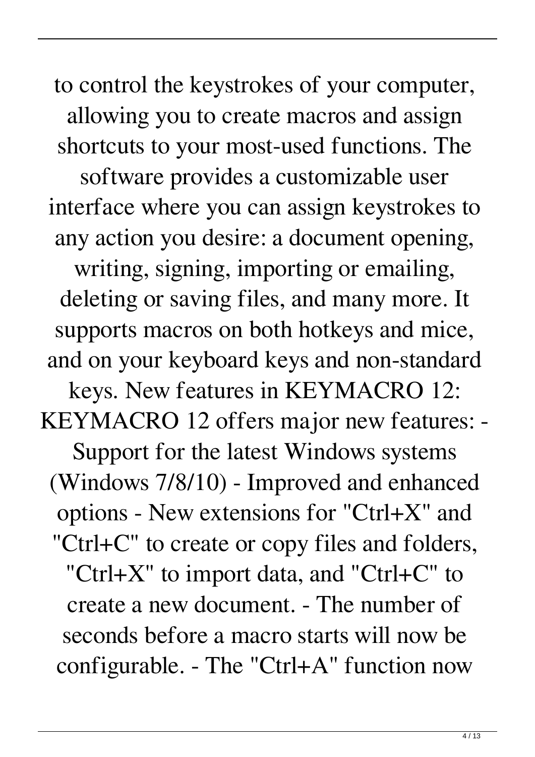to control the keystrokes of your computer, allowing you to create macros and assign shortcuts to your most-used functions. The software provides a customizable user interface where you can assign keystrokes to any action you desire: a document opening, writing, signing, importing or emailing, deleting or saving files, and many more. It supports macros on both hotkeys and mice, and on your keyboard keys and non-standard keys. New features in KEYMACRO 12: KEYMACRO 12 offers major new features: - Support for the latest Windows systems (Windows 7/8/10) - Improved and enhanced options - New extensions for "Ctrl+X" and "Ctrl+C" to create or copy files and folders, "Ctrl+X" to import data, and "Ctrl+C" to create a new document. - The number of seconds before a macro starts will now be configurable. - The "Ctrl+A" function now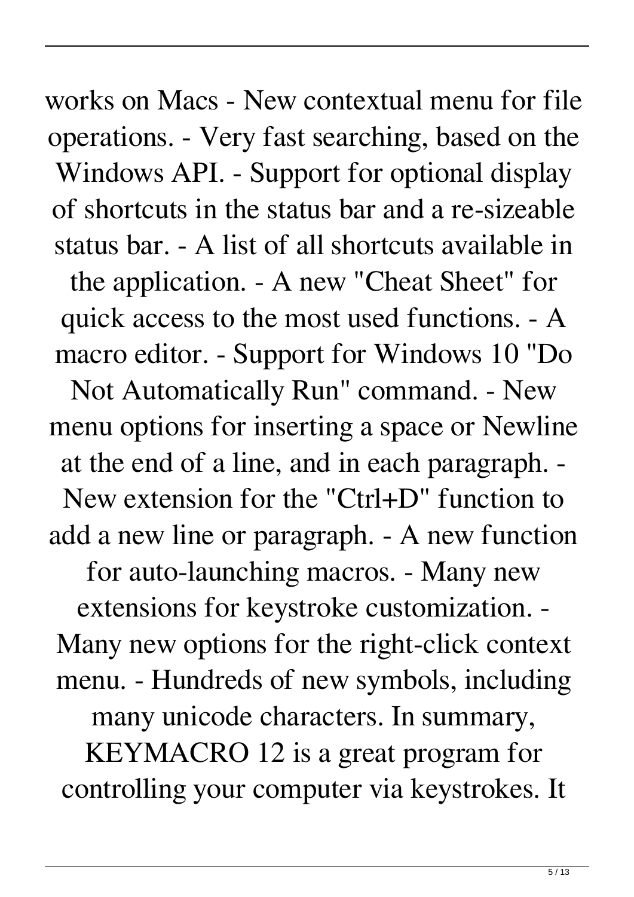works on Macs - New contextual menu for file operations. - Very fast searching, based on the Windows API. - Support for optional display of shortcuts in the status bar and a re-sizeable status bar. - A list of all shortcuts available in the application. - A new "Cheat Sheet" for quick access to the most used functions. - A macro editor. - Support for Windows 10 "Do Not Automatically Run" command. - New menu options for inserting a space or Newline at the end of a line, and in each paragraph. - New extension for the "Ctrl+D" function to add a new line or paragraph. - A new function for auto-launching macros. - Many new extensions for keystroke customization. - Many new options for the right-click context menu. - Hundreds of new symbols, including many unicode characters. In summary, KEYMACRO 12 is a great program for controlling your computer via keystrokes. It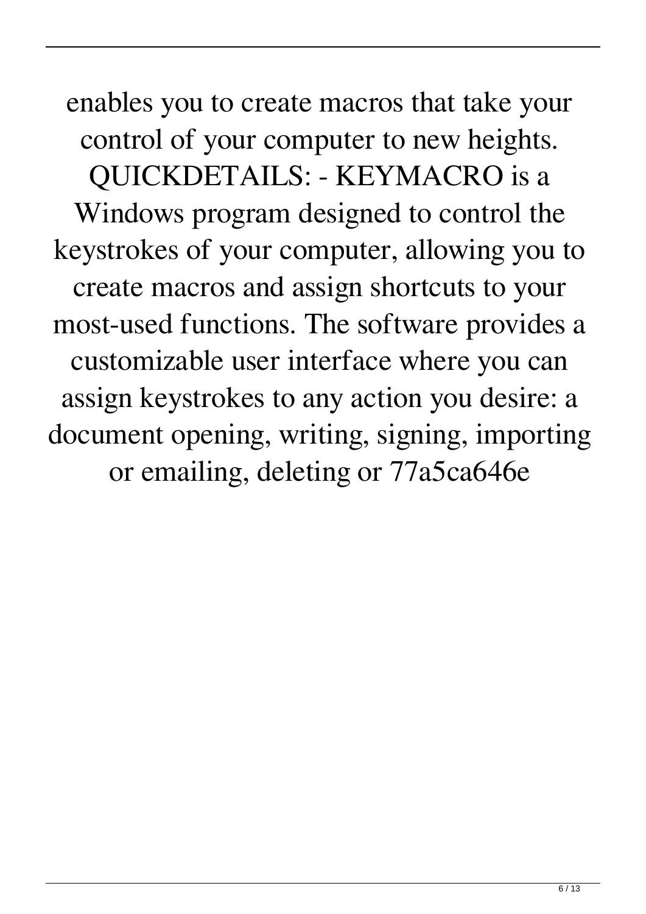enables you to create macros that take your control of your computer to new heights. QUICKDETAILS: - KEYMACRO is a Windows program designed to control the keystrokes of your computer, allowing you to create macros and assign shortcuts to your most-used functions. The software provides a customizable user interface where you can assign keystrokes to any action you desire: a document opening, writing, signing, importing or emailing, deleting or 77a5ca646e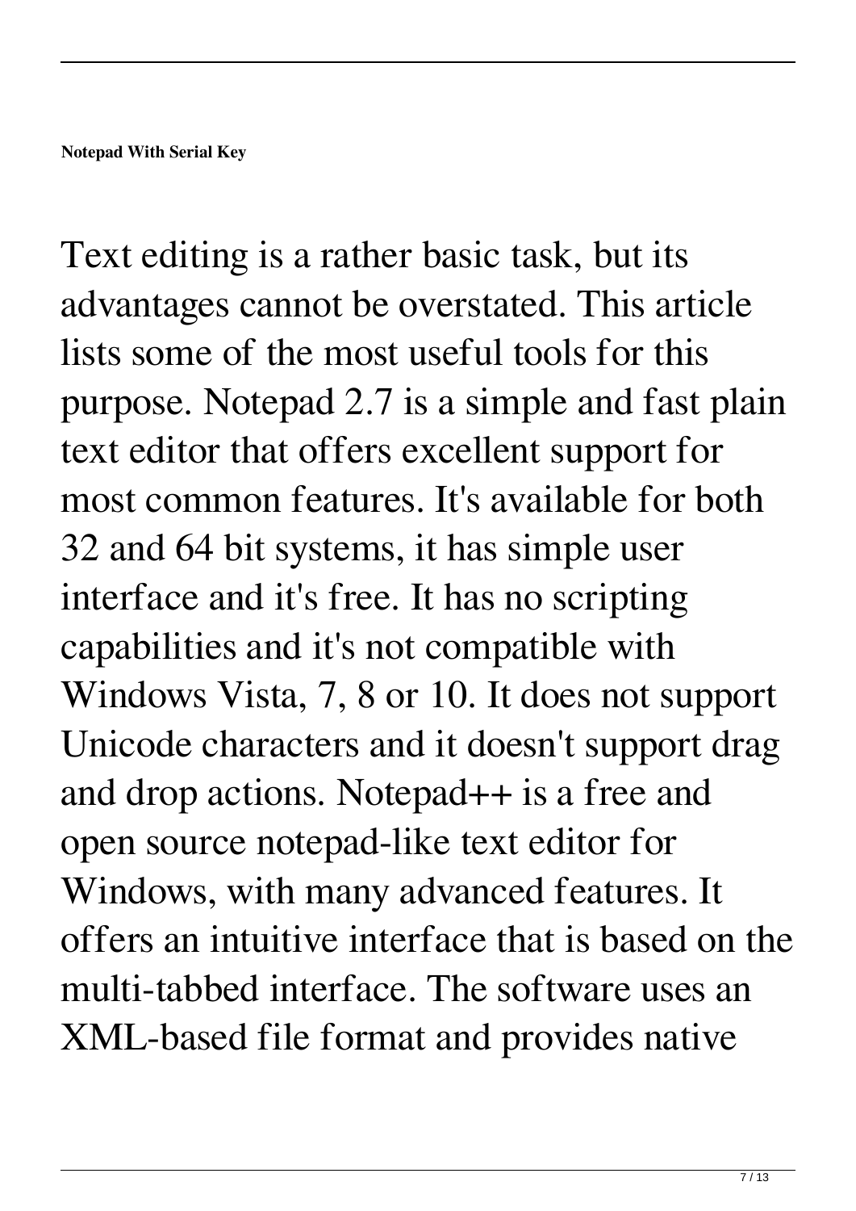**Notepad With Serial Key**

Text editing is a rather basic task, but its advantages cannot be overstated. This article lists some of the most useful tools for this purpose. Notepad 2.7 is a simple and fast plain text editor that offers excellent support for most common features. It's available for both 32 and 64 bit systems, it has simple user interface and it's free. It has no scripting capabilities and it's not compatible with Windows Vista, 7, 8 or 10. It does not support Unicode characters and it doesn't support drag and drop actions. Notepad++ is a free and open source notepad-like text editor for Windows, with many advanced features. It offers an intuitive interface that is based on the multi-tabbed interface. The software uses an XML-based file format and provides native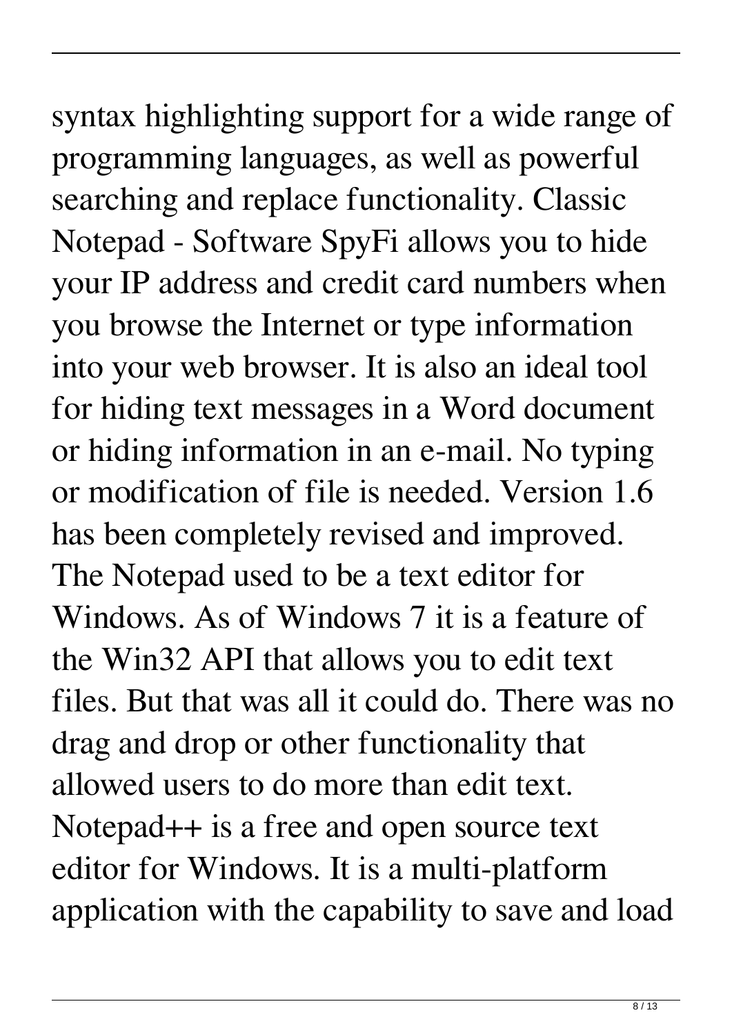syntax highlighting support for a wide range of programming languages, as well as powerful searching and replace functionality. Classic Notepad - Software SpyFi allows you to hide your IP address and credit card numbers when you browse the Internet or type information into your web browser. It is also an ideal tool for hiding text messages in a Word document or hiding information in an e-mail. No typing or modification of file is needed. Version 1.6 has been completely revised and improved. The Notepad used to be a text editor for Windows. As of Windows 7 it is a feature of the Win32 API that allows you to edit text files. But that was all it could do. There was no drag and drop or other functionality that allowed users to do more than edit text. Notepad++ is a free and open source text editor for Windows. It is a multi-platform application with the capability to save and load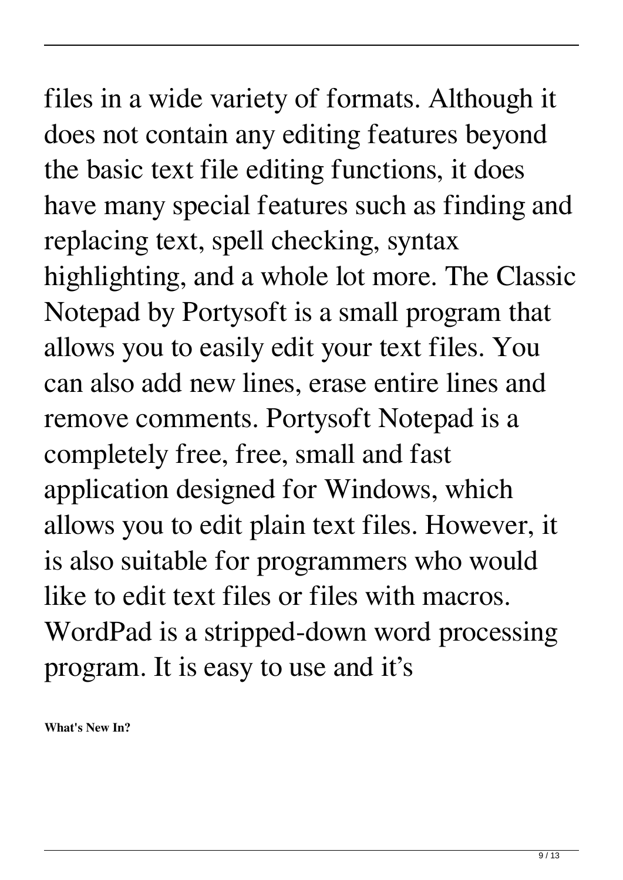files in a wide variety of formats. Although it does not contain any editing features beyond the basic text file editing functions, it does have many special features such as finding and replacing text, spell checking, syntax highlighting, and a whole lot more. The Classic Notepad by Portysoft is a small program that allows you to easily edit your text files. You can also add new lines, erase entire lines and remove comments. Portysoft Notepad is a completely free, free, small and fast application designed for Windows, which allows you to edit plain text files. However, it is also suitable for programmers who would like to edit text files or files with macros. WordPad is a stripped-down word processing program. It is easy to use and it's

**What's New In?**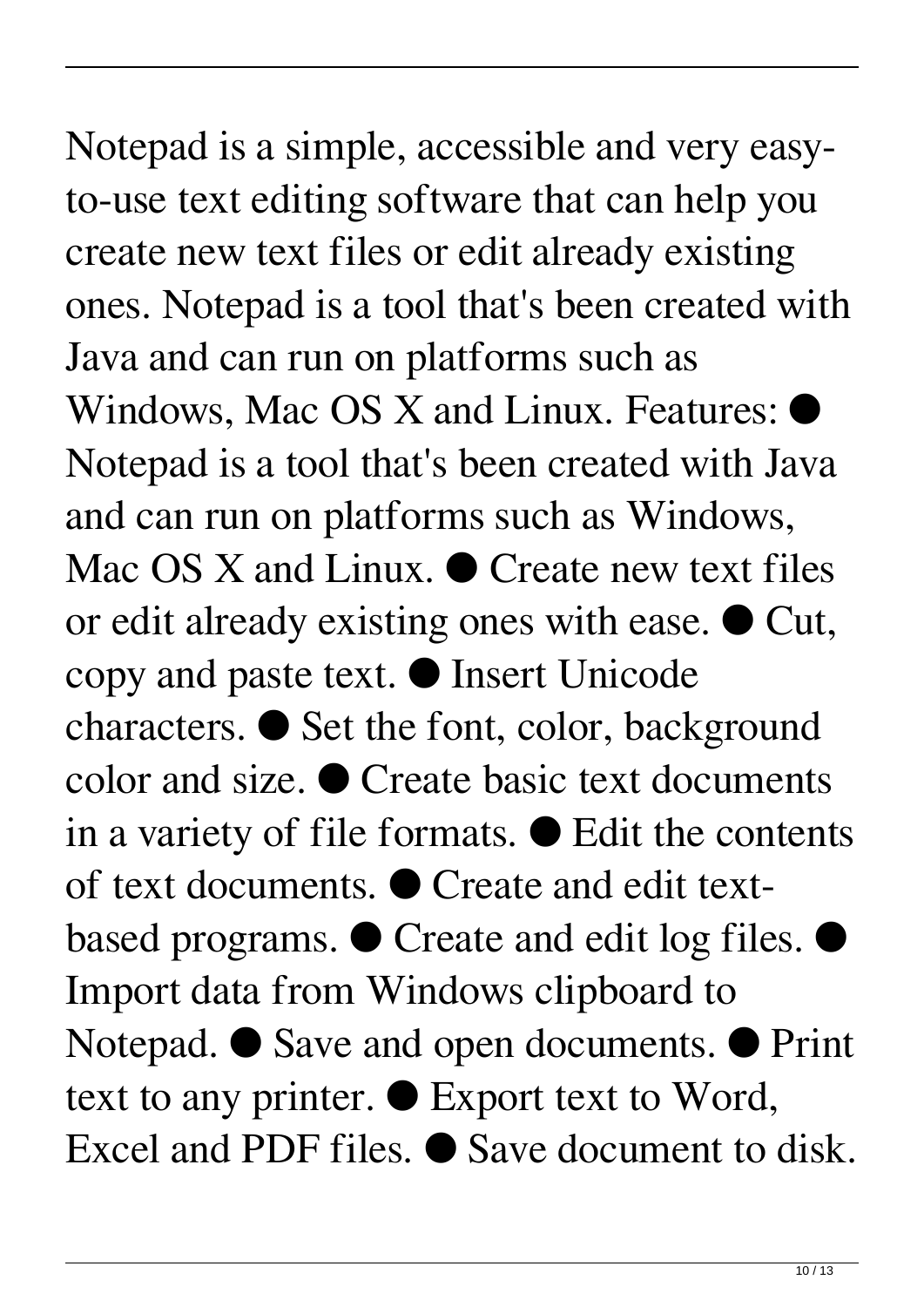Notepad is a simple, accessible and very easy-to-use text editing software that can help you create new text files or edit already existing ones. Notepad is a tool that's been created with Java and can run on platforms such as Windows, Mac OS X and Linux. Features: ● Notepad is a tool that's been created with Java and can run on platforms such as Windows, Mac OS X and Linux. ● Create new text files or edit already existing ones with ease. ● Cut, copy and paste text. ● Insert Unicode characters. ● Set the font, color, background color and size. ● Create basic text documents in a variety of file formats. ● Edit the contents of text documents. ● Create and edit text-based programs. ● Create and edit log files. ● Import data from Windows clipboard to Notepad. ● Save and open documents. ● Print text to any printer. ● Export text to Word, Excel and PDF files. ● Save document to disk.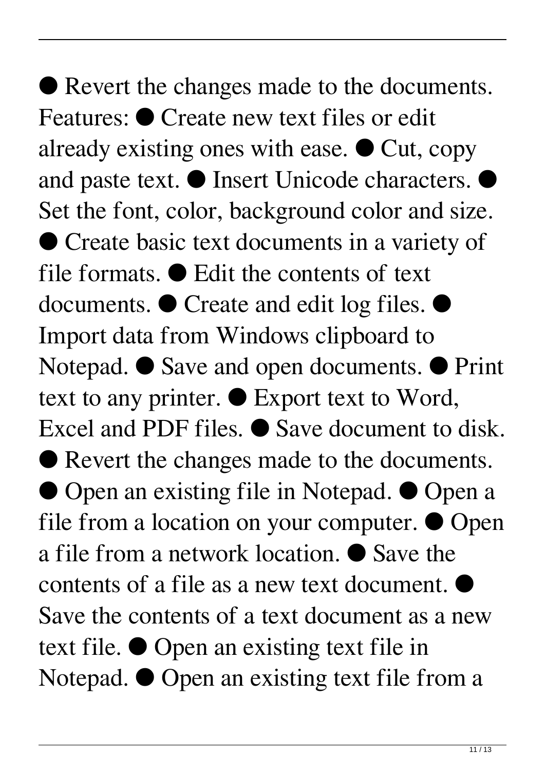● Revert the changes made to the documents. Features: ● Create new text files or edit already existing ones with ease. ● Cut, copy and paste text. ● Insert Unicode characters. ● Set the font, color, background color and size. ● Create basic text documents in a variety of file formats. ● Edit the contents of text documents. ● Create and edit log files. ● Import data from Windows clipboard to Notepad. ● Save and open documents. ● Print text to any printer. ● Export text to Word, Excel and PDF files. ● Save document to disk. ● Revert the changes made to the documents. ● Open an existing file in Notepad. ● Open a file from a location on your computer. ● Open a file from a network location. ● Save the contents of a file as a new text document. ● Save the contents of a text document as a new text file. ● Open an existing text file in Notepad. ● Open an existing text file from a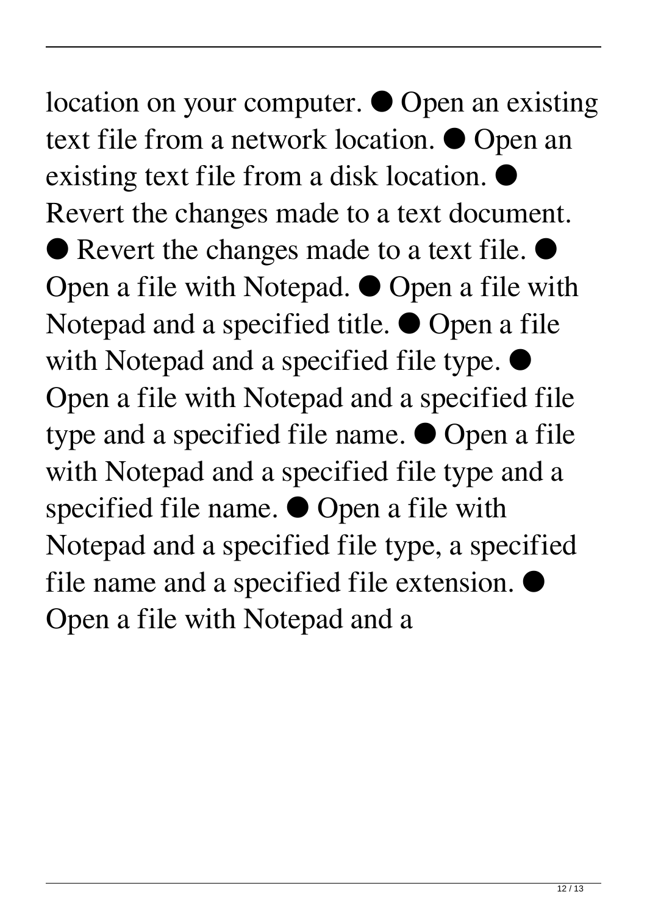location on your computer. ● Open an existing text file from a network location. ● Open an existing text file from a disk location. ● Revert the changes made to a text document. ● Revert the changes made to a text file. ● Open a file with Notepad. ● Open a file with Notepad and a specified title. ● Open a file with Notepad and a specified file type. ● Open a file with Notepad and a specified file type and a specified file name. ● Open a file with Notepad and a specified file type and a specified file name. ● Open a file with Notepad and a specified file type, a specified file name and a specified file extension. ● Open a file with Notepad and a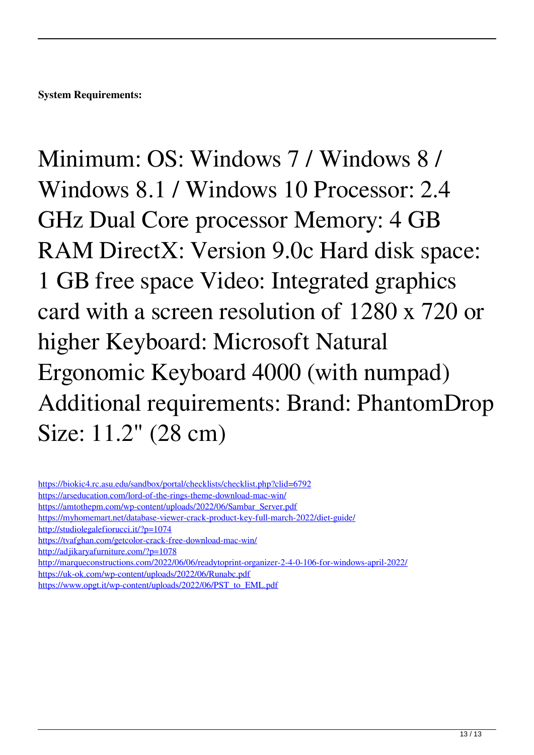**System Requirements:**

Minimum: OS: Windows 7 / Windows 8 / Windows 8.1 / Windows 10 Processor: 2.4 GHz Dual Core processor Memory: 4 GB RAM DirectX: Version 9.0c Hard disk space: 1 GB free space Video: Integrated graphics card with a screen resolution of 1280 x 720 or higher Keyboard: Microsoft Natural Ergonomic Keyboard 4000 (with numpad) Additional requirements: Brand: PhantomDrop Size: 11.2" (28 cm)

https://biokic4.rc.asu.edu/sandbox/portal/checklists/checklist.php?clid=6792
https://arseducation.com/lord-of-the-rings-theme-download-mac-win/
https://amtothepm.com/wp-content/uploads/2022/06/Sambar_Server.pdf
https://myhomemart.net/database-viewer-crack-product-key-full-march-2022/diet-guide/
http://studiolegalefiorucci.it/?p=1074
https://tvafghan.com/getcolor-crack-free-download-mac-win/
http://adjikaryafurniture.com/?p=1078
http://marqueconstructions.com/2022/06/06/readytoprint-organizer-2-4-0-106-for-windows-april-2022/
https://uk-ok.com/wp-content/uploads/2022/06/Runabc.pdf
https://www.opgt.it/wp-content/uploads/2022/06/PST_to_EML.pdf